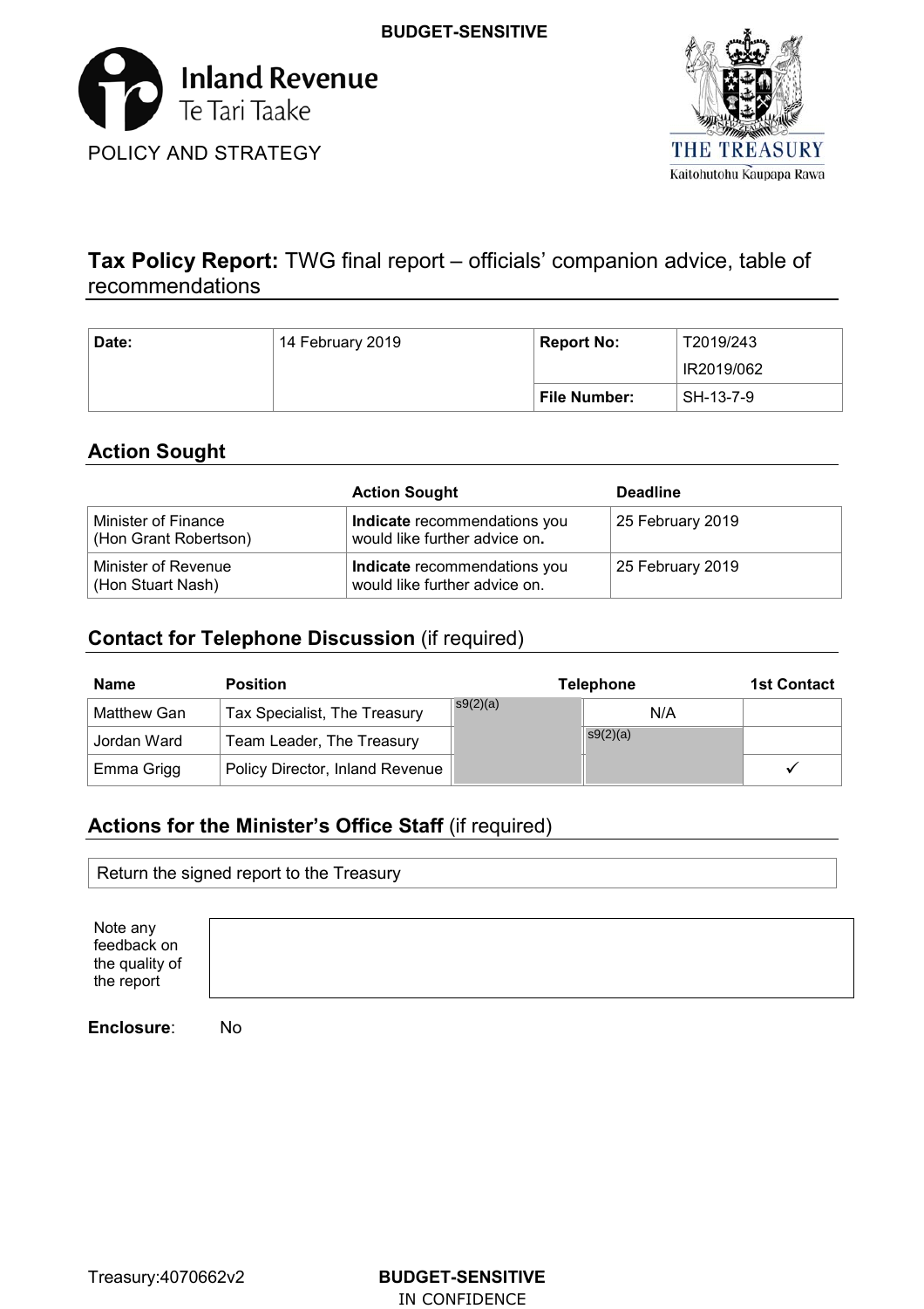BUDGET-SENSITIVE

Inland Revenue
Te Tari Taake

POLICY AND STRATEGY

THE TREASURY
Kaitohutohu Kaupapa Rawa

## **Tax Policy Report:** TWG final report – officials' companion advice, table of recommendations

| **Date:** | 14 February 2019 | **Report No:** | T2019/243 IR2019/062 |
|---|---|---|---|
| | | **File Number:** | SH-13-7-9 |

## Action Sought

| | **Action Sought** | **Deadline** |
|---|---|---|
| Minister of Finance (Hon Grant Robertson) | **Indicate** recommendations you would like further advice on**.** | 25 February 2019 |
| Minister of Revenue (Hon Stuart Nash) | **Indicate** recommendations you would like further advice on. | 25 February 2019 |

## Contact for Telephone Discussion (if required)

| **Name** | **Position** | **Telephone** | | **1st Contact** |
|---|---|---|---|---|
| Matthew Gan | Tax Specialist, The Treasury | s9(2)(a) | N/A | |
| Jordan Ward | Team Leader, The Treasury | | s9(2)(a) | |
| Emma Grigg | Policy Director, Inland Revenue | | | ✓ |

## Actions for the Minister's Office Staff (if required)

Return the signed report to the Treasury

| Note any feedback on the quality of the report | |
|---|---|

**Enclosure**: No

Treasury:4070662v2

BUDGET-SENSITIVE
IN CONFIDENCE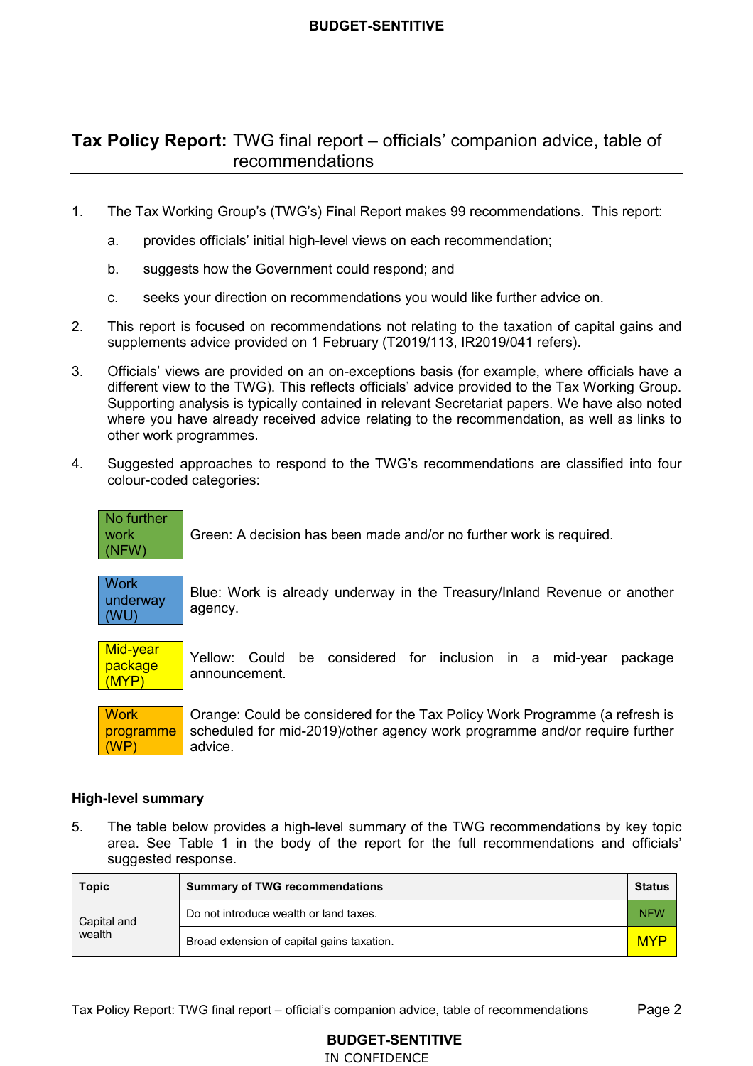# Tax Policy Report: TWG final report – officials' companion advice, table of recommendations

1. The Tax Working Group's (TWG's) Final Report makes 99 recommendations. This report:

   a. provides officials' initial high-level views on each recommendation;

   b. suggests how the Government could respond; and

   c. seeks your direction on recommendations you would like further advice on.

2. This report is focused on recommendations not relating to the taxation of capital gains and supplements advice provided on 1 February (T2019/113, IR2019/041 refers).

3. Officials' views are provided on an on-exceptions basis (for example, where officials have a different view to the TWG). This reflects officials' advice provided to the Tax Working Group. Supporting analysis is typically contained in relevant Secretariat papers. We have also noted where you have already received advice relating to the recommendation, as well as links to other work programmes.

4. Suggested approaches to respond to the TWG's recommendations are classified into four colour-coded categories:

| Category | Description |
|---|---|
| No further work (NFW) | Green: A decision has been made and/or no further work is required. |
| Work underway (WU) | Blue: Work is already underway in the Treasury/Inland Revenue or another agency. |
| Mid-year package (MYP) | Yellow: Could be considered for inclusion in a mid-year package announcement. |
| Work programme (WP) | Orange: Could be considered for the Tax Policy Work Programme (a refresh is scheduled for mid-2019)/other agency work programme and/or require further advice. |

### High-level summary

5. The table below provides a high-level summary of the TWG recommendations by key topic area. See Table 1 in the body of the report for the full recommendations and officials' suggested response.

| Topic | Summary of TWG recommendations | Status |
|---|---|---|
| Capital and wealth | Do not introduce wealth or land taxes. | NFW |
| | Broad extension of capital gains taxation. | MYP |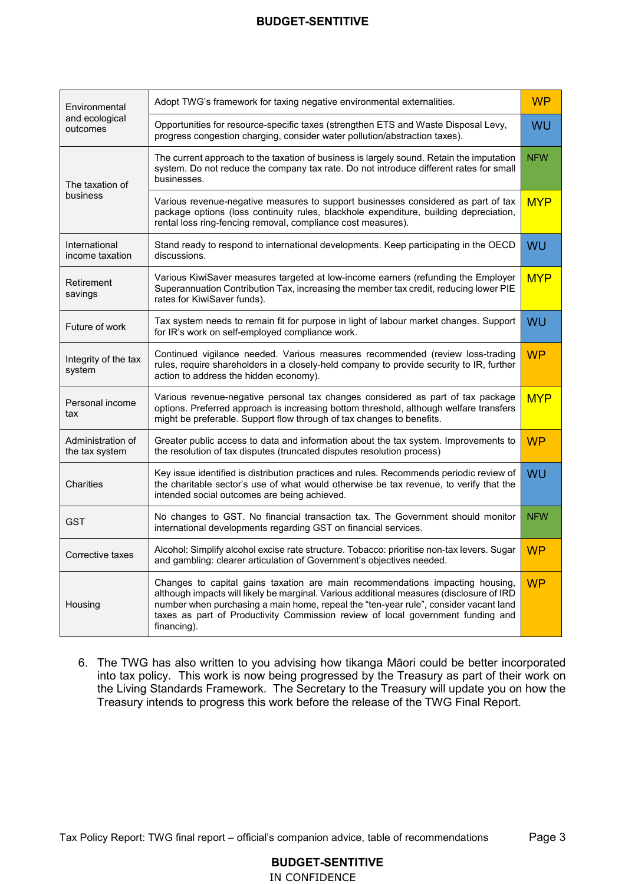| | | |
|---|---|---|
| Environmental and ecological outcomes | Adopt TWG's framework for taxing negative environmental externalities. | WP |
| | Opportunities for resource-specific taxes (strengthen ETS and Waste Disposal Levy, progress congestion charging, consider water pollution/abstraction taxes). | WU |
| The taxation of business | The current approach to the taxation of business is largely sound. Retain the imputation system. Do not reduce the company tax rate. Do not introduce different rates for small businesses. | NFW |
| | Various revenue-negative measures to support businesses considered as part of tax package options (loss continuity rules, blackhole expenditure, building depreciation, rental loss ring-fencing removal, compliance cost measures). | MYP |
| International income taxation | Stand ready to respond to international developments. Keep participating in the OECD discussions. | WU |
| Retirement savings | Various KiwiSaver measures targeted at low-income earners (refunding the Employer Superannuation Contribution Tax, increasing the member tax credit, reducing lower PIE rates for KiwiSaver funds). | MYP |
| Future of work | Tax system needs to remain fit for purpose in light of labour market changes. Support for IR's work on self-employed compliance work. | WU |
| Integrity of the tax system | Continued vigilance needed. Various measures recommended (review loss-trading rules, require shareholders in a closely-held company to provide security to IR, further action to address the hidden economy). | WP |
| Personal income tax | Various revenue-negative personal tax changes considered as part of tax package options. Preferred approach is increasing bottom threshold, although welfare transfers might be preferable. Support flow through of tax changes to benefits. | MYP |
| Administration of the tax system | Greater public access to data and information about the tax system. Improvements to the resolution of tax disputes (truncated disputes resolution process) | WP |
| Charities | Key issue identified is distribution practices and rules. Recommends periodic review of the charitable sector's use of what would otherwise be tax revenue, to verify that the intended social outcomes are being achieved. | WU |
| GST | No changes to GST. No financial transaction tax. The Government should monitor international developments regarding GST on financial services. | NFW |
| Corrective taxes | Alcohol: Simplify alcohol excise rate structure. Tobacco: prioritise non-tax levers. Sugar and gambling: clearer articulation of Government's objectives needed. | WP |
| Housing | Changes to capital gains taxation are main recommendations impacting housing, although impacts will likely be marginal. Various additional measures (disclosure of IRD number when purchasing a main home, repeal the "ten-year rule", consider vacant land taxes as part of Productivity Commission review of local government funding and financing). | WP |

6. The TWG has also written to you advising how tikanga Māori could be better incorporated into tax policy. This work is now being progressed by the Treasury as part of their work on the Living Standards Framework. The Secretary to the Treasury will update you on how the Treasury intends to progress this work before the release of the TWG Final Report.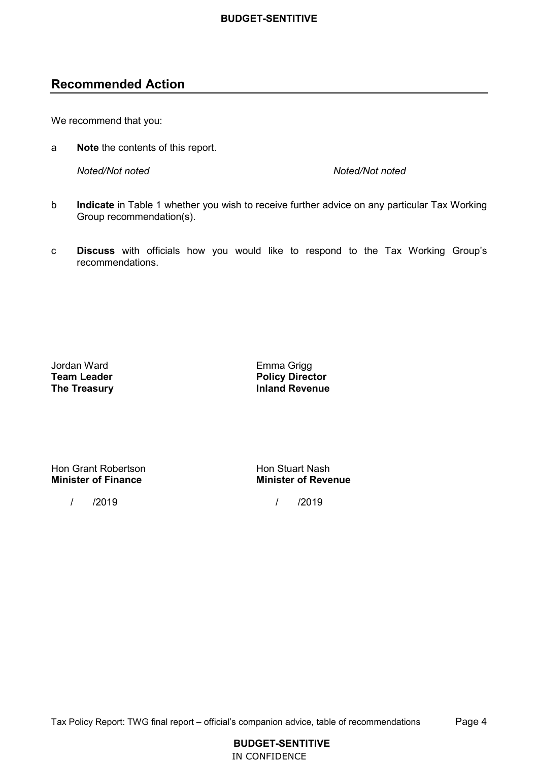## Recommended Action

We recommend that you:

a **Note** the contents of this report.

*Noted/Not noted* *Noted/Not noted*

b **Indicate** in Table 1 whether you wish to receive further advice on any particular Tax Working Group recommendation(s).

c **Discuss** with officials how you would like to respond to the Tax Working Group's recommendations.

Jordan Ward
**Team Leader**
**The Treasury**

Emma Grigg
**Policy Director**
**Inland Revenue**

Hon Grant Robertson
**Minister of Finance**

/ /2019

Hon Stuart Nash
**Minister of Revenue**

/ /2019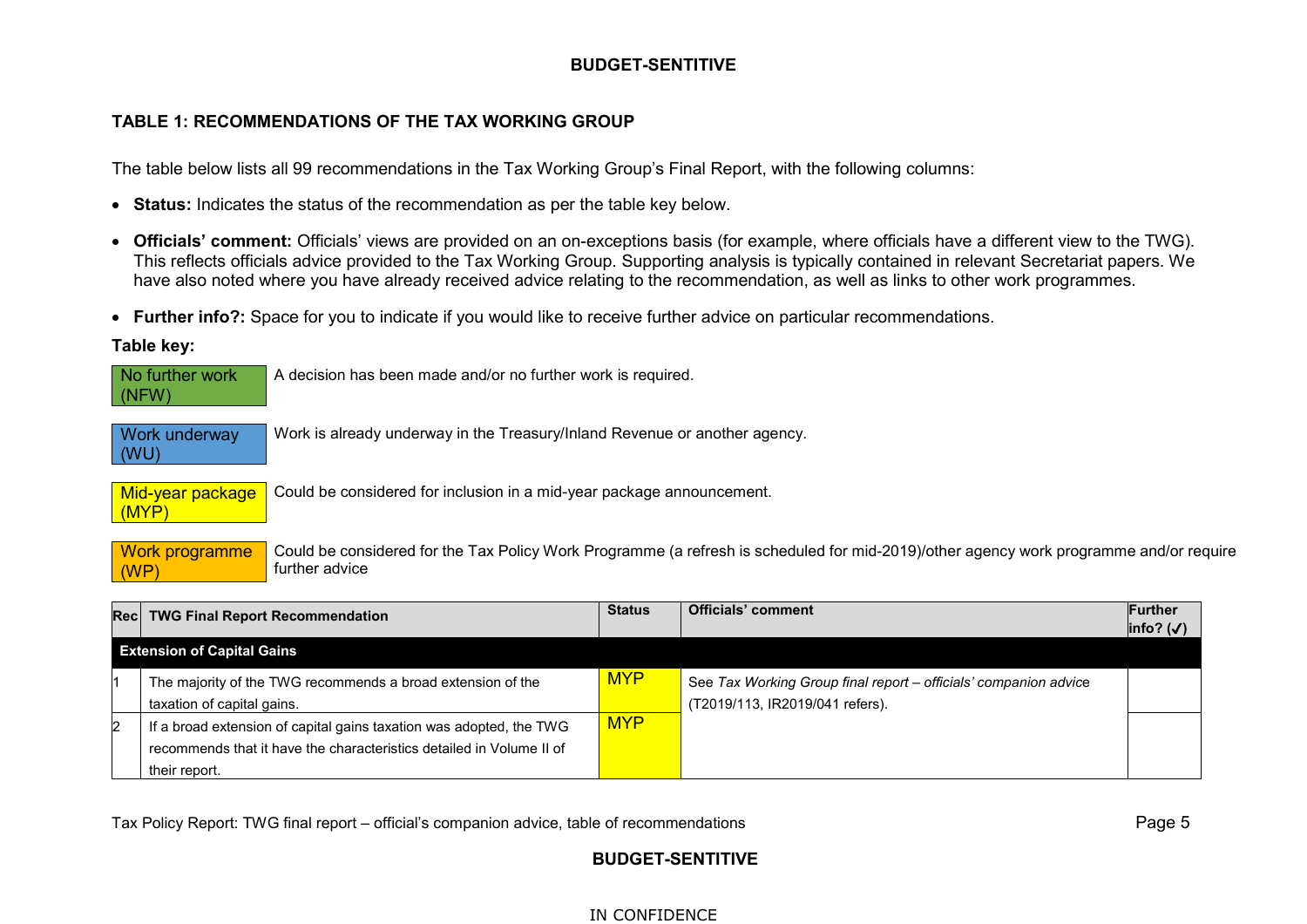### TABLE 1: RECOMMENDATIONS OF THE TAX WORKING GROUP

The table below lists all 99 recommendations in the Tax Working Group's Final Report, with the following columns:

- **Status:** Indicates the status of the recommendation as per the table key below.
- **Officials' comment:** Officials' views are provided on an on-exceptions basis (for example, where officials have a different view to the TWG). This reflects officials advice provided to the Tax Working Group. Supporting analysis is typically contained in relevant Secretariat papers. We have also noted where you have already received advice relating to the recommendation, as well as links to other work programmes.
- **Further info?:** Space for you to indicate if you would like to receive further advice on particular recommendations.

**Table key:**

| Key | Description |
|---|---|
| No further work (NFW) | A decision has been made and/or no further work is required. |
| Work underway (WU) | Work is already underway in the Treasury/Inland Revenue or another agency. |
| Mid-year package (MYP) | Could be considered for inclusion in a mid-year package announcement. |
| Work programme (WP) | Could be considered for the Tax Policy Work Programme (a refresh is scheduled for mid-2019)/other agency work programme and/or require further advice |

| Rec | TWG Final Report Recommendation | Status | Officials' comment | Further info? (✓) |
|---|---|---|---|---|
| **Extension of Capital Gains** | | | | |
| 1 | The majority of the TWG recommends a broad extension of the taxation of capital gains. | MYP | See *Tax Working Group final report – officials' companion advice* (T2019/113, IR2019/041 refers). | |
| 2 | If a broad extension of capital gains taxation was adopted, the TWG recommends that it have the characteristics detailed in Volume II of their report. | MYP | | |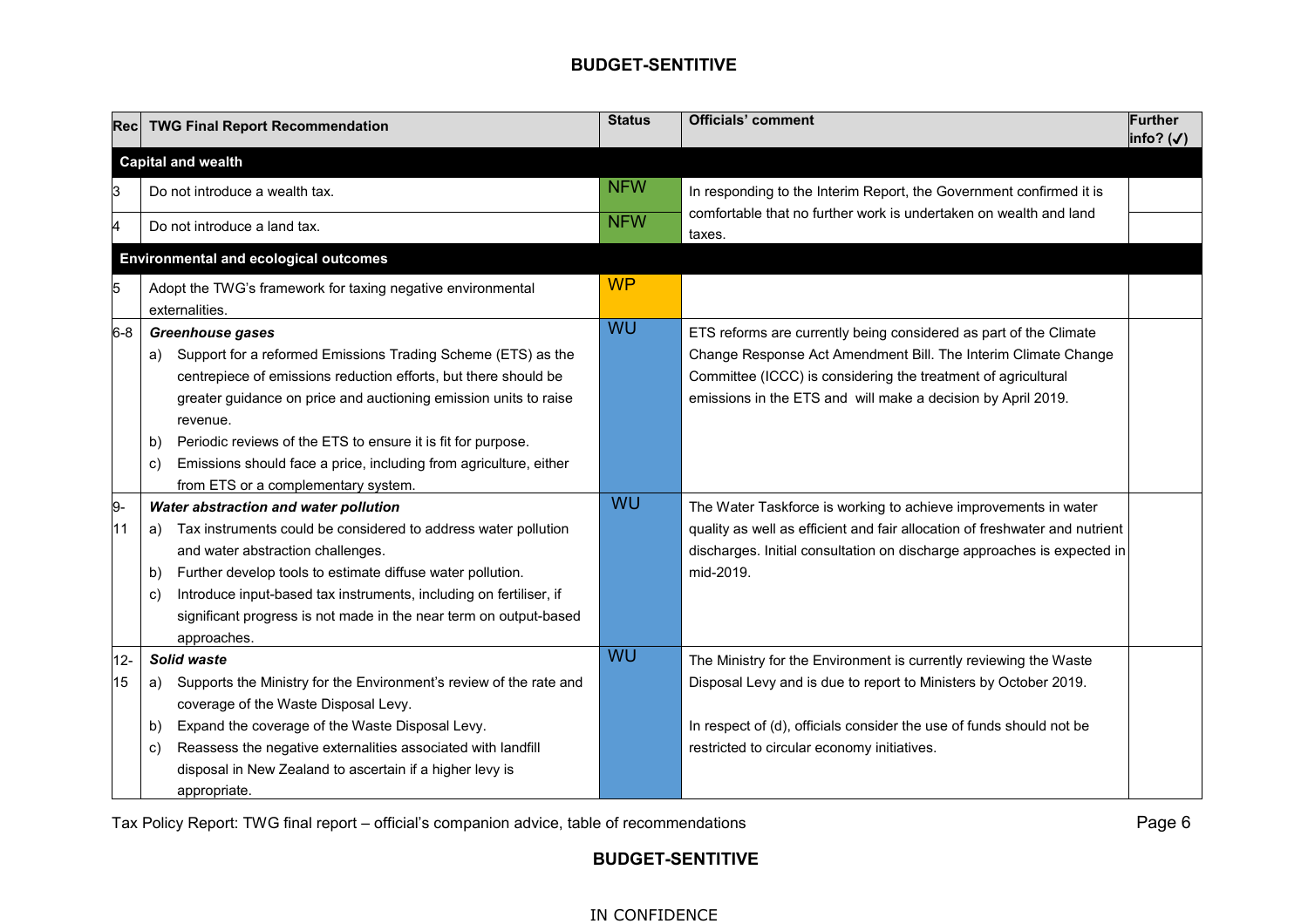**BUDGET-SENTITIVE**

| Rec | TWG Final Report Recommendation | Status | Officials' comment | Further info? (✓) |
|---|---|---|---|---|
| **Capital and wealth** | | | | |
| 3 | Do not introduce a wealth tax. | NFW | In responding to the Interim Report, the Government confirmed it is comfortable that no further work is undertaken on wealth and land taxes. | |
| 4 | Do not introduce a land tax. | NFW | | |
| **Environmental and ecological outcomes** | | | | |
| 5 | Adopt the TWG's framework for taxing negative environmental externalities. | WP | | |
| 6-8 | ***Greenhouse gases***<br>a) Support for a reformed Emissions Trading Scheme (ETS) as the centrepiece of emissions reduction efforts, but there should be greater guidance on price and auctioning emission units to raise revenue.<br>b) Periodic reviews of the ETS to ensure it is fit for purpose.<br>c) Emissions should face a price, including from agriculture, either from ETS or a complementary system. | WU | ETS reforms are currently being considered as part of the Climate Change Response Act Amendment Bill. The Interim Climate Change Committee (ICCC) is considering the treatment of agricultural emissions in the ETS and will make a decision by April 2019. | |
| 9-11 | ***Water abstraction and water pollution***<br>a) Tax instruments could be considered to address water pollution and water abstraction challenges.<br>b) Further develop tools to estimate diffuse water pollution.<br>c) Introduce input-based tax instruments, including on fertiliser, if significant progress is not made in the near term on output-based approaches. | WU | The Water Taskforce is working to achieve improvements in water quality as well as efficient and fair allocation of freshwater and nutrient discharges. Initial consultation on discharge approaches is expected in mid-2019. | |
| 12-15 | ***Solid waste***<br>a) Supports the Ministry for the Environment's review of the rate and coverage of the Waste Disposal Levy.<br>b) Expand the coverage of the Waste Disposal Levy.<br>c) Reassess the negative externalities associated with landfill disposal in New Zealand to ascertain if a higher levy is appropriate. | WU | The Ministry for the Environment is currently reviewing the Waste Disposal Levy and is due to report to Ministers by October 2019.<br><br>In respect of (d), officials consider the use of funds should not be restricted to circular economy initiatives. | |

Tax Policy Report: TWG final report – official's companion advice, table of recommendations

**BUDGET-SENTITIVE**

IN CONFIDENCE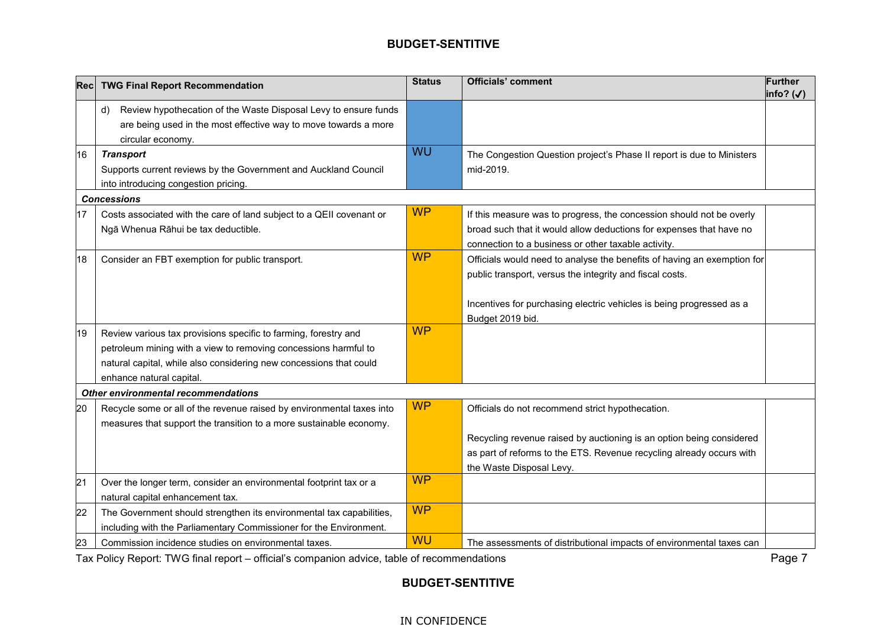| Rec | TWG Final Report Recommendation | Status | Officials' comment | Further info? (✓) |
|---|---|---|---|---|
| | d) Review hypothecation of the Waste Disposal Levy to ensure funds are being used in the most effective way to move towards a more circular economy. | | | |
| 16 | ***Transport*** Supports current reviews by the Government and Auckland Council into introducing congestion pricing. | WU | The Congestion Question project's Phase II report is due to Ministers mid-2019. | |
| | ***Concessions*** | | | |
| 17 | Costs associated with the care of land subject to a QEII covenant or Ngā Whenua Rāhui be tax deductible. | WP | If this measure was to progress, the concession should not be overly broad such that it would allow deductions for expenses that have no connection to a business or other taxable activity. | |
| 18 | Consider an FBT exemption for public transport. | WP | Officials would need to analyse the benefits of having an exemption for public transport, versus the integrity and fiscal costs.<br><br>Incentives for purchasing electric vehicles is being progressed as a Budget 2019 bid. | |
| 19 | Review various tax provisions specific to farming, forestry and petroleum mining with a view to removing concessions harmful to natural capital, while also considering new concessions that could enhance natural capital. | WP | | |
| | ***Other environmental recommendations*** | | | |
| 20 | Recycle some or all of the revenue raised by environmental taxes into measures that support the transition to a more sustainable economy. | WP | Officials do not recommend strict hypothecation.<br><br>Recycling revenue raised by auctioning is an option being considered as part of reforms to the ETS. Revenue recycling already occurs with the Waste Disposal Levy. | |
| 21 | Over the longer term, consider an environmental footprint tax or a natural capital enhancement tax. | WP | | |
| 22 | The Government should strengthen its environmental tax capabilities, including with the Parliamentary Commissioner for the Environment. | WP | | |
| 23 | Commission incidence studies on environmental taxes. | WU | The assessments of distributional impacts of environmental taxes can | |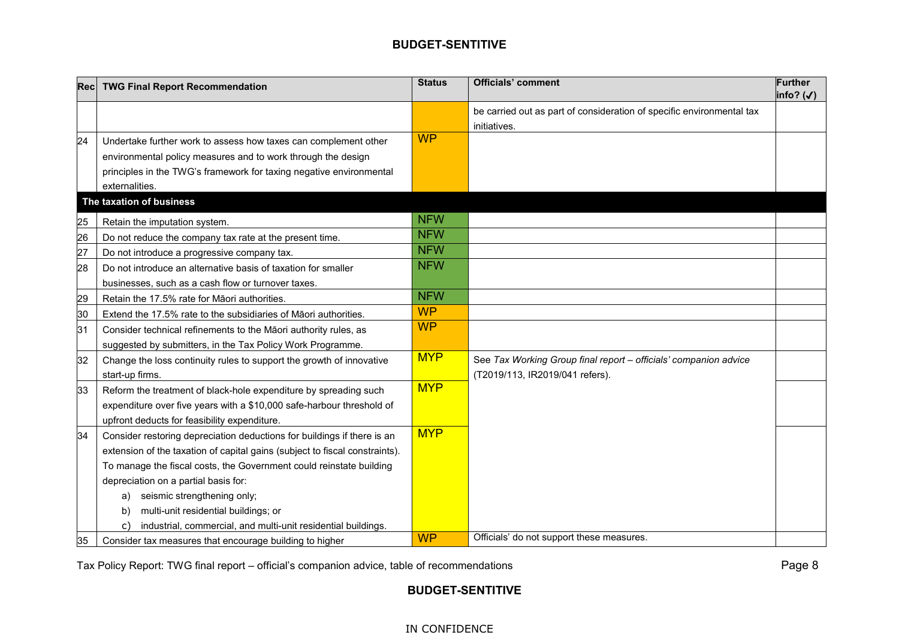| Rec | TWG Final Report Recommendation | Status | Officials' comment | Further info? (✓) |
|---|---|---|---|---|
| | | | be carried out as part of consideration of specific environmental tax initiatives. | |
| 24 | Undertake further work to assess how taxes can complement other environmental policy measures and to work through the design principles in the TWG's framework for taxing negative environmental externalities. | WP | | |
| **The taxation of business** | | | | |
| 25 | Retain the imputation system. | NFW | | |
| 26 | Do not reduce the company tax rate at the present time. | NFW | | |
| 27 | Do not introduce a progressive company tax. | NFW | | |
| 28 | Do not introduce an alternative basis of taxation for smaller businesses, such as a cash flow or turnover taxes. | NFW | | |
| 29 | Retain the 17.5% rate for Māori authorities. | NFW | | |
| 30 | Extend the 17.5% rate to the subsidiaries of Māori authorities. | WP | | |
| 31 | Consider technical refinements to the Māori authority rules, as suggested by submitters, in the Tax Policy Work Programme. | WP | | |
| 32 | Change the loss continuity rules to support the growth of innovative start-up firms. | MYP | See *Tax Working Group final report – officials' companion advice* (T2019/113, IR2019/041 refers). | |
| 33 | Reform the treatment of black-hole expenditure by spreading such expenditure over five years with a $10,000 safe-harbour threshold of upfront deducts for feasibility expenditure. | MYP | | |
| 34 | Consider restoring depreciation deductions for buildings if there is an extension of the taxation of capital gains (subject to fiscal constraints). To manage the fiscal costs, the Government could reinstate building depreciation on a partial basis for:<br>a) seismic strengthening only;<br>b) multi-unit residential buildings; or<br>c) industrial, commercial, and multi-unit residential buildings. | MYP | | |
| 35 | Consider tax measures that encourage building to higher | WP | Officials' do not support these measures. | |

Tax Policy Report: TWG final report – official's companion advice, table of recommendations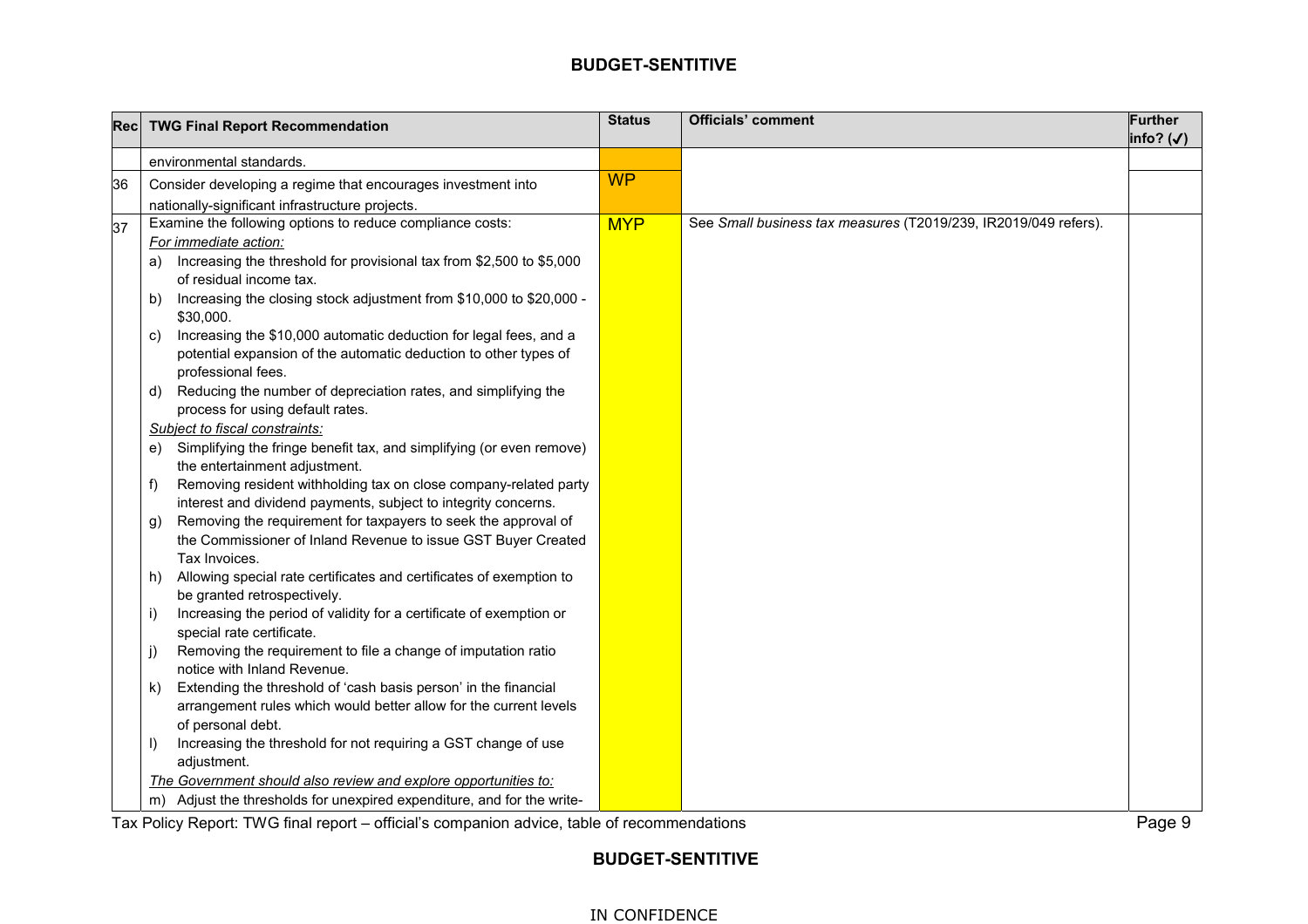| Rec | TWG Final Report Recommendation | Status | Officials' comment | Further info? (✓) |
|---|---|---|---|---|
| | environmental standards. | | | |
| 36 | Consider developing a regime that encourages investment into nationally-significant infrastructure projects. | WP | | |
| 37 | Examine the following options to reduce compliance costs:<br>*For immediate action:*<br>a) Increasing the threshold for provisional tax from $2,500 to $5,000 of residual income tax.<br>b) Increasing the closing stock adjustment from $10,000 to $20,000 - $30,000.<br>c) Increasing the $10,000 automatic deduction for legal fees, and a potential expansion of the automatic deduction to other types of professional fees.<br>d) Reducing the number of depreciation rates, and simplifying the process for using default rates.<br>*Subject to fiscal constraints:*<br>e) Simplifying the fringe benefit tax, and simplifying (or even remove) the entertainment adjustment.<br>f) Removing resident withholding tax on close company-related party interest and dividend payments, subject to integrity concerns.<br>g) Removing the requirement for taxpayers to seek the approval of the Commissioner of Inland Revenue to issue GST Buyer Created Tax Invoices.<br>h) Allowing special rate certificates and certificates of exemption to be granted retrospectively.<br>i) Increasing the period of validity for a certificate of exemption or special rate certificate.<br>j) Removing the requirement to file a change of imputation ratio notice with Inland Revenue.<br>k) Extending the threshold of 'cash basis person' in the financial arrangement rules which would better allow for the current levels of personal debt.<br>l) Increasing the threshold for not requiring a GST change of use adjustment.<br>*The Government should also review and explore opportunities to:*<br>m) Adjust the thresholds for unexpired expenditure, and for the write- | MYP | See *Small business tax measures* (T2019/239, IR2019/049 refers). | |

Tax Policy Report: TWG final report – official's companion advice, table of recommendations

IN CONFIDENCE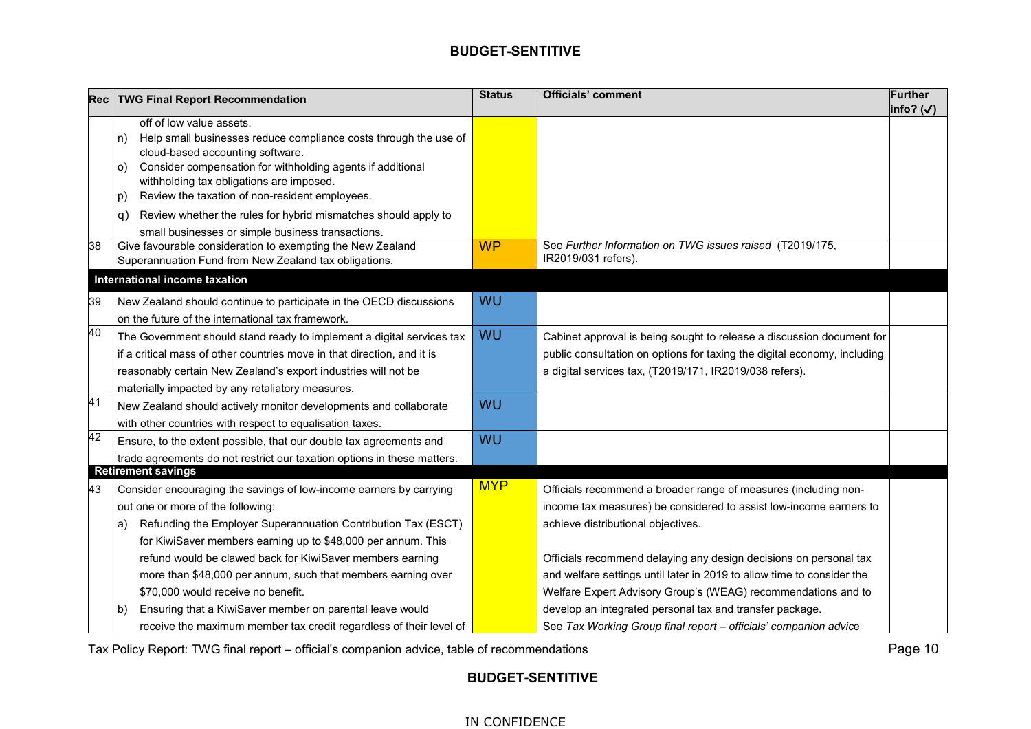**BUDGET-SENSITIVE**

| Rec | TWG Final Report Recommendation | Status | Officials' comment | Further info? (✓) |
|---|---|---|---|---|
| | off of low value assets.<br>n) Help small businesses reduce compliance costs through the use of cloud-based accounting software.<br>o) Consider compensation for withholding agents if additional withholding tax obligations are imposed.<br>p) Review the taxation of non-resident employees.<br>q) Review whether the rules for hybrid mismatches should apply to small businesses or simple business transactions. | | | |
| 38 | Give favourable consideration to exempting the New Zealand Superannuation Fund from New Zealand tax obligations. | WP | See *Further Information on TWG issues raised* (T2019/175, IR2019/031 refers). | |
| **International income taxation** | | | | |
| 39 | New Zealand should continue to participate in the OECD discussions on the future of the international tax framework. | WU | | |
| 40 | The Government should stand ready to implement a digital services tax if a critical mass of other countries move in that direction, and it is reasonably certain New Zealand's export industries will not be materially impacted by any retaliatory measures. | WU | Cabinet approval is being sought to release a discussion document for public consultation on options for taxing the digital economy, including a digital services tax, (T2019/171, IR2019/038 refers). | |
| 41 | New Zealand should actively monitor developments and collaborate with other countries with respect to equalisation taxes. | WU | | |
| 42 | Ensure, to the extent possible, that our double tax agreements and trade agreements do not restrict our taxation options in these matters. | WU | | |
| **Retirement savings** | | | | |
| 43 | Consider encouraging the savings of low-income earners by carrying out one or more of the following:<br>a) Refunding the Employer Superannuation Contribution Tax (ESCT) for KiwiSaver members earning up to $48,000 per annum. This refund would be clawed back for KiwiSaver members earning more than $48,000 per annum, such that members earning over $70,000 would receive no benefit.<br>b) Ensuring that a KiwiSaver member on parental leave would receive the maximum member tax credit regardless of their level of | MYP | Officials recommend a broader range of measures (including non-income tax measures) be considered to assist low-income earners to achieve distributional objectives.<br><br>Officials recommend delaying any design decisions on personal tax and welfare settings until later in 2019 to allow time to consider the Welfare Expert Advisory Group's (WEAG) recommendations and to develop an integrated personal tax and transfer package.<br>See *Tax Working Group final report – officials' companion advice* | |

Tax Policy Report: TWG final report – official's companion advice, table of recommendations

**BUDGET-SENSITIVE**

IN CONFIDENCE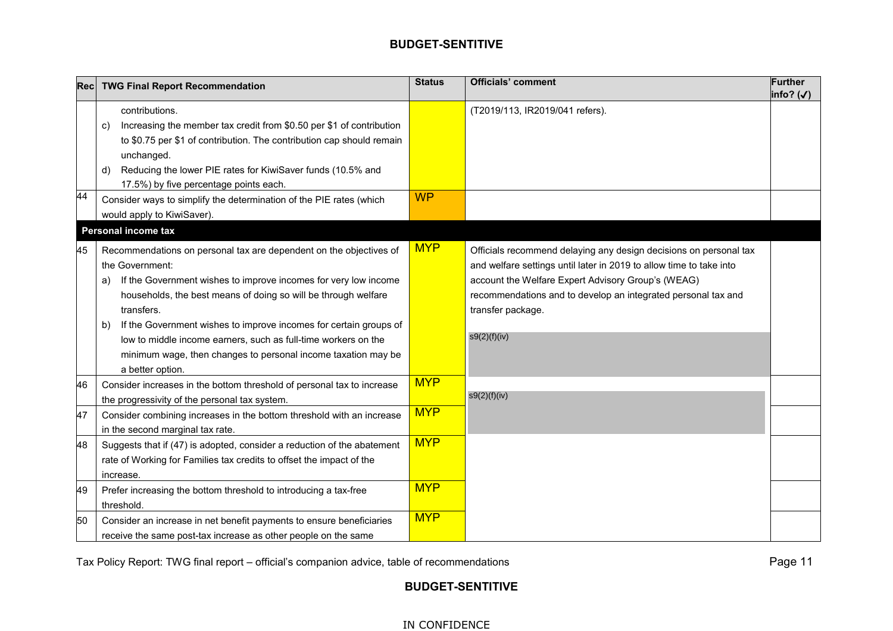| Rec | TWG Final Report Recommendation | Status | Officials' comment | Further info? (✓) |
|---|---|---|---|---|
| | contributions.<br>c) Increasing the member tax credit from $0.50 per $1 of contribution to $0.75 per $1 of contribution. The contribution cap should remain unchanged.<br>d) Reducing the lower PIE rates for KiwiSaver funds (10.5% and 17.5%) by five percentage points each. | | (T2019/113, IR2019/041 refers). | |
| 44 | Consider ways to simplify the determination of the PIE rates (which would apply to KiwiSaver). | WP | | |
| **Personal income tax** | | | | |
| 45 | Recommendations on personal tax are dependent on the objectives of the Government:<br>a) If the Government wishes to improve incomes for very low income households, the best means of doing so will be through welfare transfers.<br>b) If the Government wishes to improve incomes for certain groups of low to middle income earners, such as full-time workers on the minimum wage, then changes to personal income taxation may be a better option. | MYP | Officials recommend delaying any design decisions on personal tax and welfare settings until later in 2019 to allow time to take into account the Welfare Expert Advisory Group's (WEAG) recommendations and to develop an integrated personal tax and transfer package.<br><br>s9(2)(f)(iv) | |
| 46 | Consider increases in the bottom threshold of personal tax to increase the progressivity of the personal tax system. | MYP | s9(2)(f)(iv) | |
| 47 | Consider combining increases in the bottom threshold with an increase in the second marginal tax rate. | MYP | | |
| 48 | Suggests that if (47) is adopted, consider a reduction of the abatement rate of Working for Families tax credits to offset the impact of the increase. | MYP | | |
| 49 | Prefer increasing the bottom threshold to introducing a tax-free threshold. | MYP | | |
| 50 | Consider an increase in net benefit payments to ensure beneficiaries receive the same post-tax increase as other people on the same | MYP | | |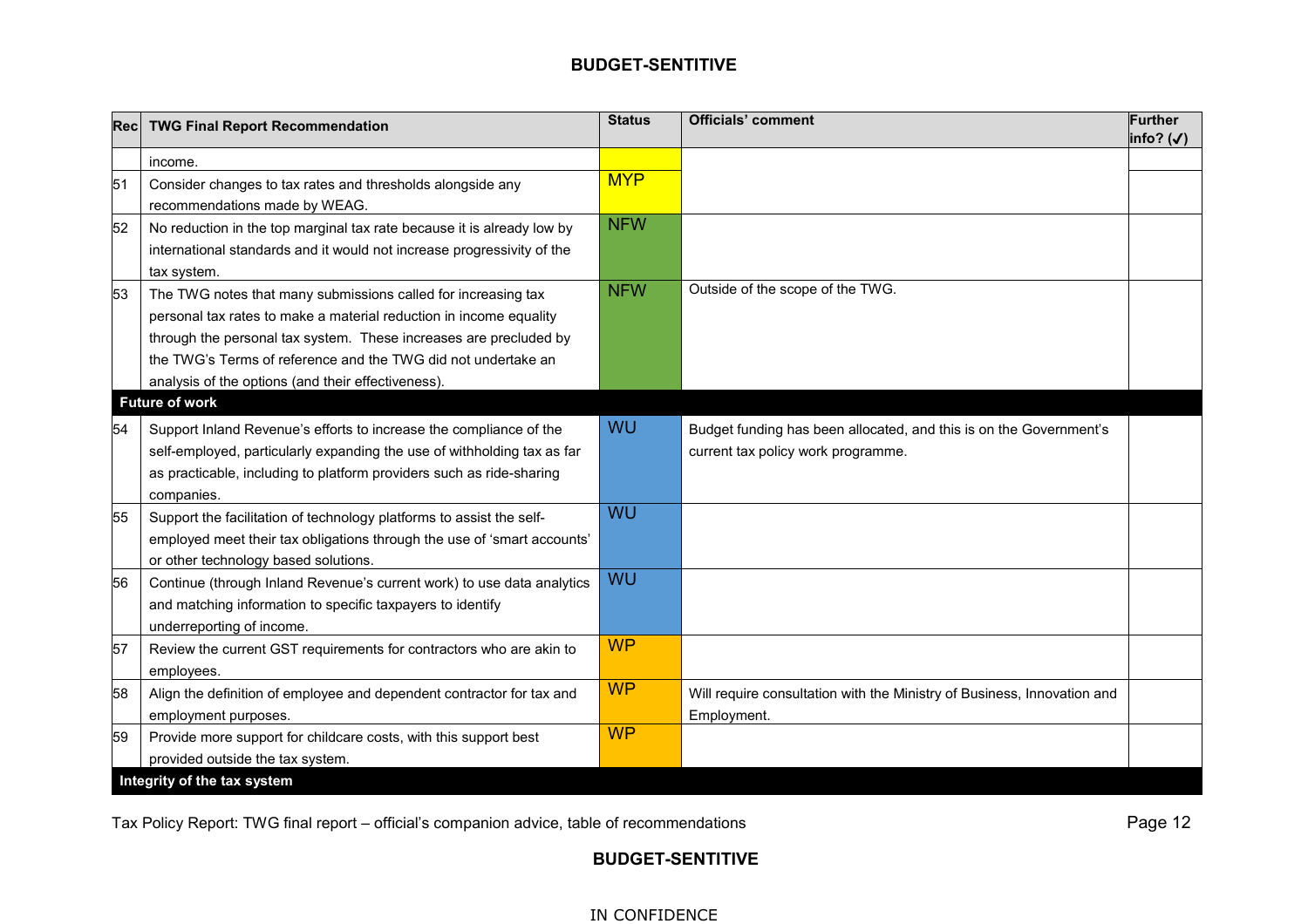| Rec | TWG Final Report Recommendation | Status | Officials' comment | Further info? (✓) |
|---|---|---|---|---|
| | income. | | | |
| 51 | Consider changes to tax rates and thresholds alongside any recommendations made by WEAG. | MYP | | |
| 52 | No reduction in the top marginal tax rate because it is already low by international standards and it would not increase progressivity of the tax system. | NFW | | |
| 53 | The TWG notes that many submissions called for increasing tax personal tax rates to make a material reduction in income equality through the personal tax system. These increases are precluded by the TWG's Terms of reference and the TWG did not undertake an analysis of the options (and their effectiveness). | NFW | Outside of the scope of the TWG. | |
| **Future of work** | | | | |
| 54 | Support Inland Revenue's efforts to increase the compliance of the self-employed, particularly expanding the use of withholding tax as far as practicable, including to platform providers such as ride-sharing companies. | WU | Budget funding has been allocated, and this is on the Government's current tax policy work programme. | |
| 55 | Support the facilitation of technology platforms to assist the self-employed meet their tax obligations through the use of 'smart accounts' or other technology based solutions. | WU | | |
| 56 | Continue (through Inland Revenue's current work) to use data analytics and matching information to specific taxpayers to identify underreporting of income. | WU | | |
| 57 | Review the current GST requirements for contractors who are akin to employees. | WP | | |
| 58 | Align the definition of employee and dependent contractor for tax and employment purposes. | WP | Will require consultation with the Ministry of Business, Innovation and Employment. | |
| 59 | Provide more support for childcare costs, with this support best provided outside the tax system. | WP | | |
| **Integrity of the tax system** | | | | |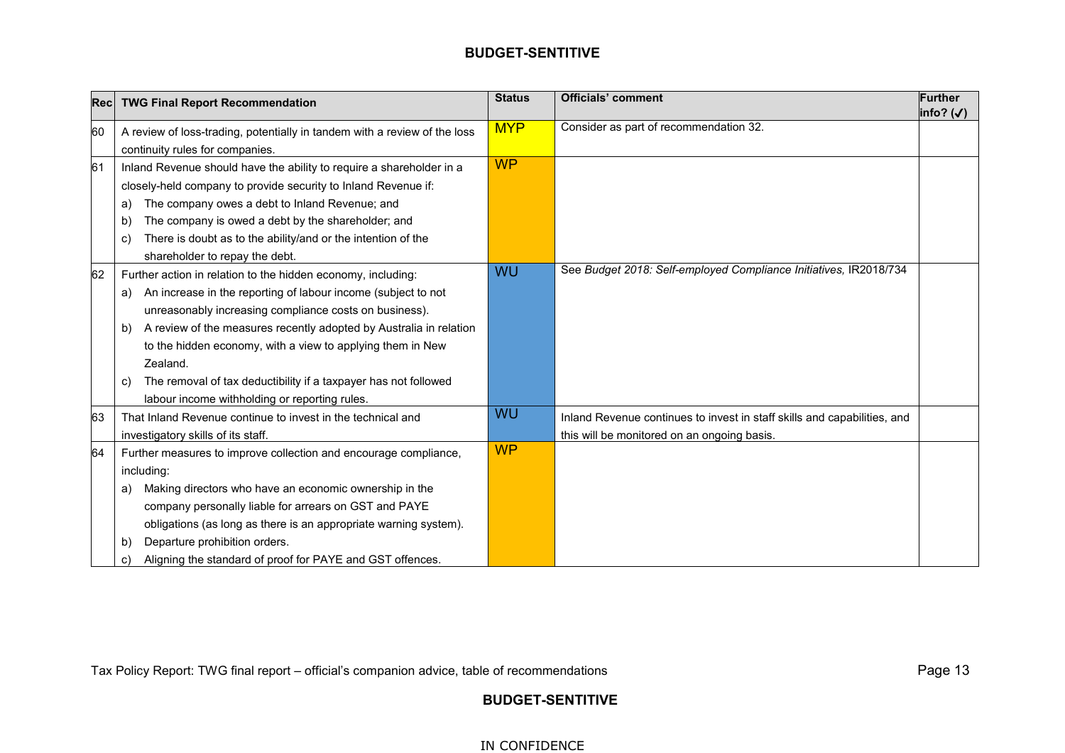| Rec | TWG Final Report Recommendation | Status | Officials' comment | Further info? (✓) |
|---|---|---|---|---|
| 60 | A review of loss-trading, potentially in tandem with a review of the loss continuity rules for companies. | MYP | Consider as part of recommendation 32. | |
| 61 | Inland Revenue should have the ability to require a shareholder in a closely-held company to provide security to Inland Revenue if: a) The company owes a debt to Inland Revenue; and b) The company is owed a debt by the shareholder; and c) There is doubt as to the ability/and or the intention of the shareholder to repay the debt. | WP | | |
| 62 | Further action in relation to the hidden economy, including: a) An increase in the reporting of labour income (subject to not unreasonably increasing compliance costs on business). b) A review of the measures recently adopted by Australia in relation to the hidden economy, with a view to applying them in New Zealand. c) The removal of tax deductibility if a taxpayer has not followed labour income withholding or reporting rules. | WU | See *Budget 2018: Self-employed Compliance Initiatives,* IR2018/734 | |
| 63 | That Inland Revenue continue to invest in the technical and investigatory skills of its staff. | WU | Inland Revenue continues to invest in staff skills and capabilities, and this will be monitored on an ongoing basis. | |
| 64 | Further measures to improve collection and encourage compliance, including: a) Making directors who have an economic ownership in the company personally liable for arrears on GST and PAYE obligations (as long as there is an appropriate warning system). b) Departure prohibition orders. c) Aligning the standard of proof for PAYE and GST offences. | WP | | |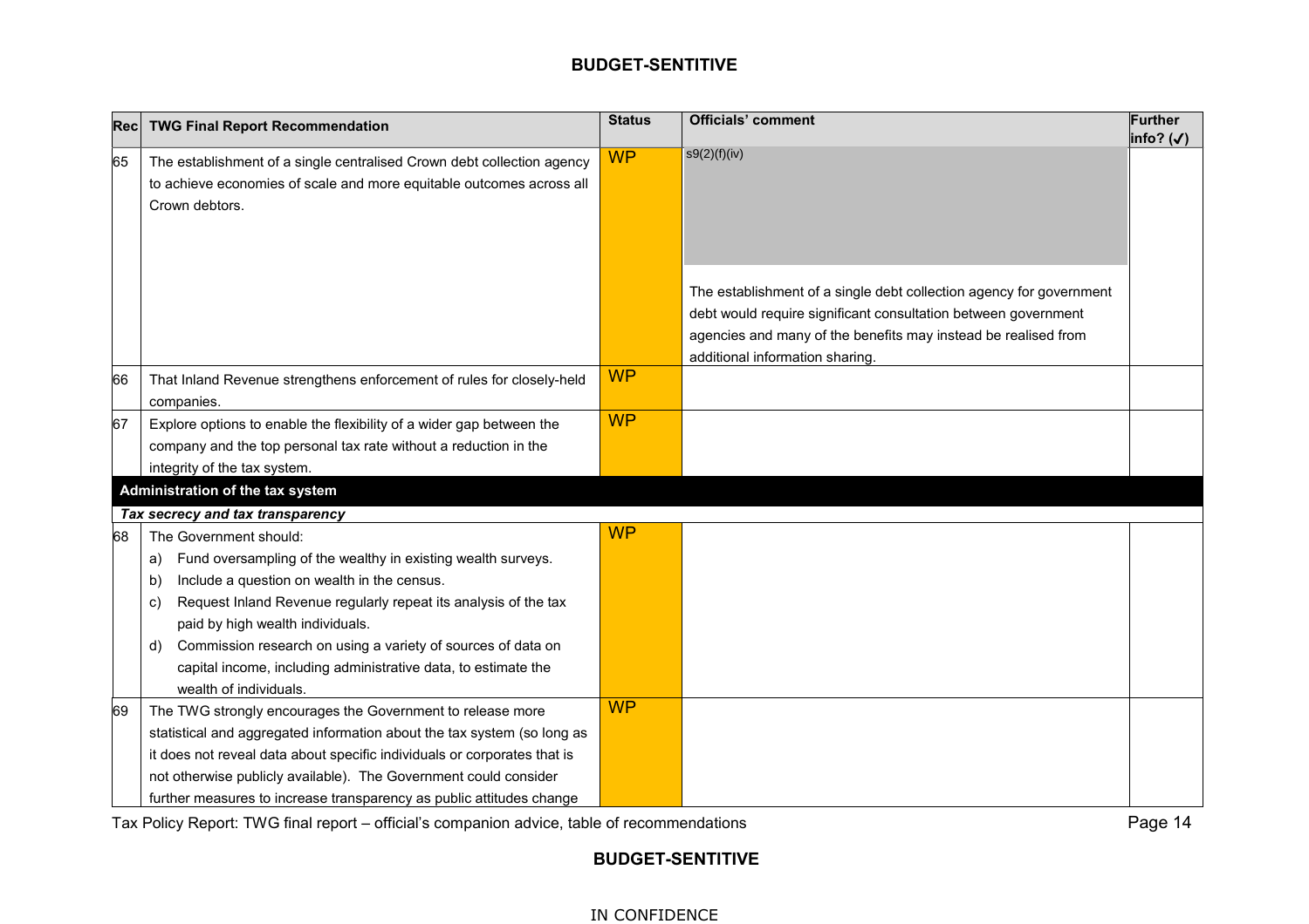| Rec | TWG Final Report Recommendation | Status | Officials' comment | Further info? (✓) |
|---|---|---|---|---|
| 65 | The establishment of a single centralised Crown debt collection agency to achieve economies of scale and more equitable outcomes across all Crown debtors. | WP | s9(2)(f)(iv) The establishment of a single debt collection agency for government debt would require significant consultation between government agencies and many of the benefits may instead be realised from additional information sharing. | |
| 66 | That Inland Revenue strengthens enforcement of rules for closely-held companies. | WP | | |
| 67 | Explore options to enable the flexibility of a wider gap between the company and the top personal tax rate without a reduction in the integrity of the tax system. | WP | | |
| **Administration of the tax system** | | | | |
| ***Tax secrecy and tax transparency*** | | | | |
| 68 | The Government should: a) Fund oversampling of the wealthy in existing wealth surveys. b) Include a question on wealth in the census. c) Request Inland Revenue regularly repeat its analysis of the tax paid by high wealth individuals. d) Commission research on using a variety of sources of data on capital income, including administrative data, to estimate the wealth of individuals. | WP | | |
| 69 | The TWG strongly encourages the Government to release more statistical and aggregated information about the tax system (so long as it does not reveal data about specific individuals or corporates that is not otherwise publicly available). The Government could consider further measures to increase transparency as public attitudes change | WP | | |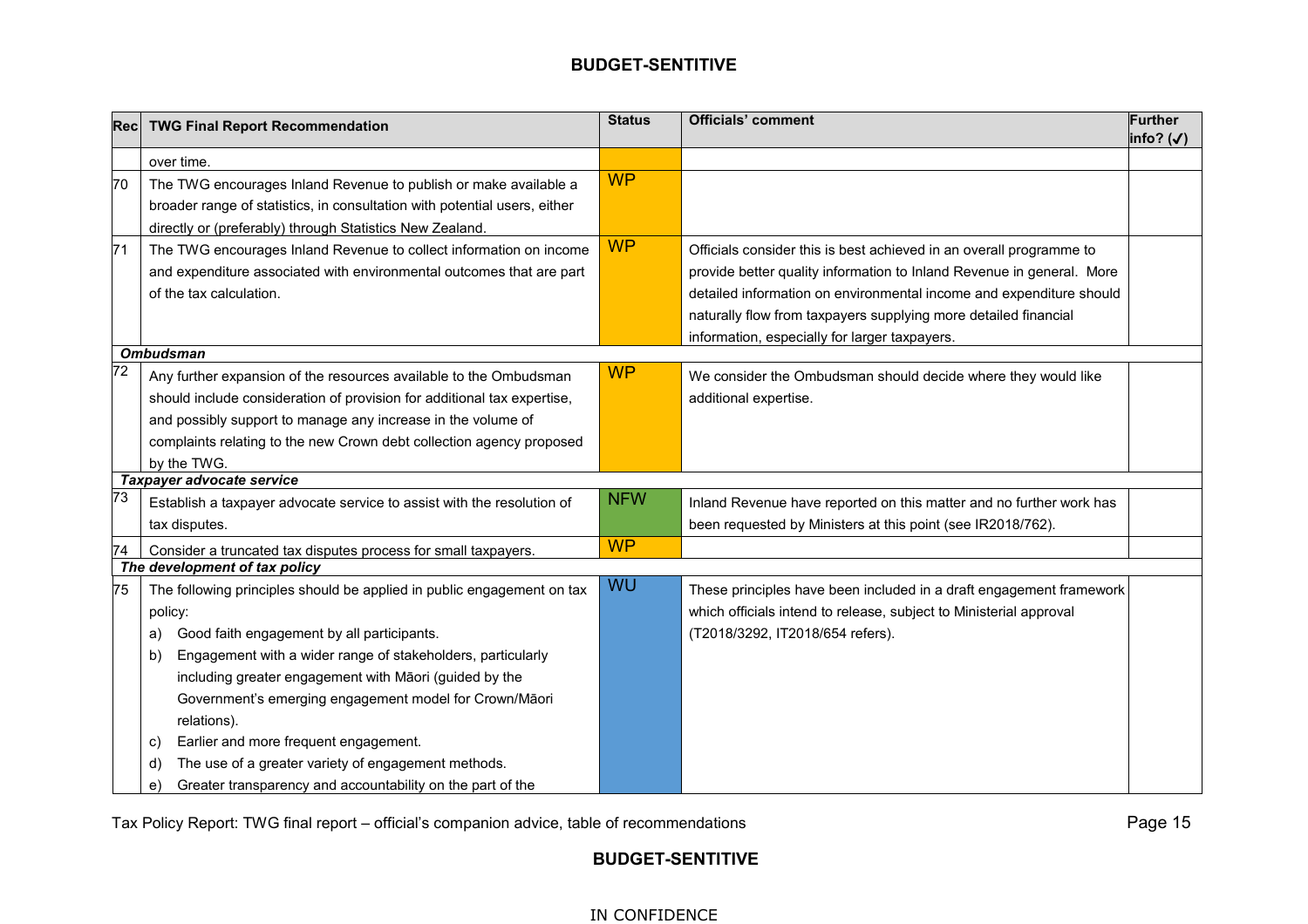| Rec | TWG Final Report Recommendation | Status | Officials' comment | Further info? (✓) |
|---|---|---|---|---|
| | over time. | | | |
| 70 | The TWG encourages Inland Revenue to publish or make available a broader range of statistics, in consultation with potential users, either directly or (preferably) through Statistics New Zealand. | WP | | |
| 71 | The TWG encourages Inland Revenue to collect information on income and expenditure associated with environmental outcomes that are part of the tax calculation. | WP | Officials consider this is best achieved in an overall programme to provide better quality information to Inland Revenue in general. More detailed information on environmental income and expenditure should naturally flow from taxpayers supplying more detailed financial information, especially for larger taxpayers. | |
| ***Ombudsman*** | | | | |
| 72 | Any further expansion of the resources available to the Ombudsman should include consideration of provision for additional tax expertise, and possibly support to manage any increase in the volume of complaints relating to the new Crown debt collection agency proposed by the TWG. | WP | We consider the Ombudsman should decide where they would like additional expertise. | |
| ***Taxpayer advocate service*** | | | | |
| 73 | Establish a taxpayer advocate service to assist with the resolution of tax disputes. | NFW | Inland Revenue have reported on this matter and no further work has been requested by Ministers at this point (see IR2018/762). | |
| 74 | Consider a truncated tax disputes process for small taxpayers. | WP | | |
| ***The development of tax policy*** | | | | |
| 75 | The following principles should be applied in public engagement on tax policy:<br>a) Good faith engagement by all participants.<br>b) Engagement with a wider range of stakeholders, particularly including greater engagement with Māori (guided by the Government's emerging engagement model for Crown/Māori relations).<br>c) Earlier and more frequent engagement.<br>d) The use of a greater variety of engagement methods.<br>e) Greater transparency and accountability on the part of the | WU | These principles have been included in a draft engagement framework which officials intend to release, subject to Ministerial approval (T2018/3292, IT2018/654 refers). | |

Tax Policy Report: TWG final report – official's companion advice, table of recommendations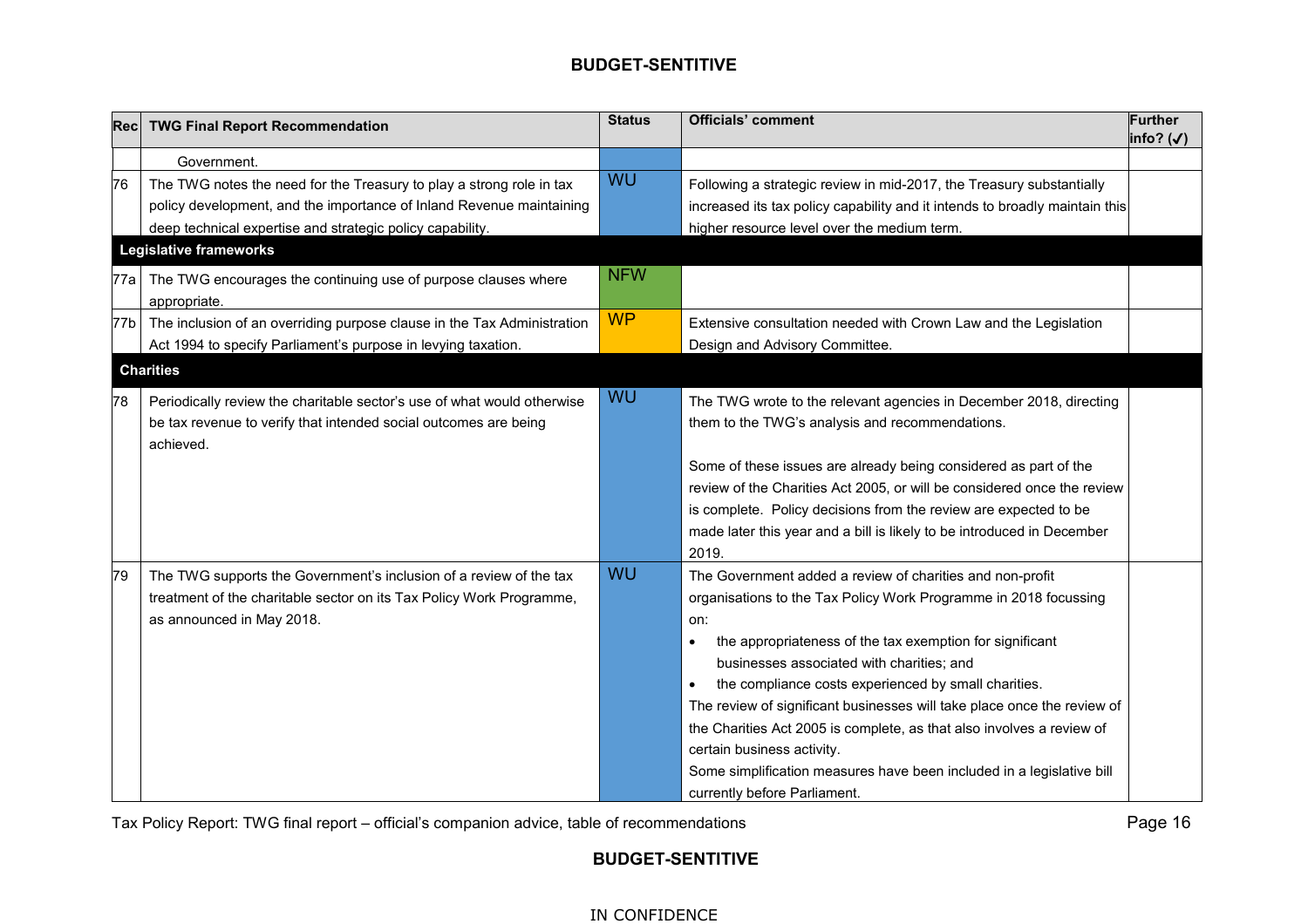| Rec | TWG Final Report Recommendation | Status | Officials' comment | Further info? (✓) |
|---|---|---|---|---|
| | Government. | | | |
| 76 | The TWG notes the need for the Treasury to play a strong role in tax policy development, and the importance of Inland Revenue maintaining deep technical expertise and strategic policy capability. | WU | Following a strategic review in mid-2017, the Treasury substantially increased its tax policy capability and it intends to broadly maintain this higher resource level over the medium term. | |
| **Legislative frameworks** | | | | |
| 77a | The TWG encourages the continuing use of purpose clauses where appropriate. | NFW | | |
| 77b | The inclusion of an overriding purpose clause in the Tax Administration Act 1994 to specify Parliament's purpose in levying taxation. | WP | Extensive consultation needed with Crown Law and the Legislation Design and Advisory Committee. | |
| **Charities** | | | | |
| 78 | Periodically review the charitable sector's use of what would otherwise be tax revenue to verify that intended social outcomes are being achieved. | WU | The TWG wrote to the relevant agencies in December 2018, directing them to the TWG's analysis and recommendations.<br><br>Some of these issues are already being considered as part of the review of the Charities Act 2005, or will be considered once the review is complete. Policy decisions from the review are expected to be made later this year and a bill is likely to be introduced in December 2019. | |
| 79 | The TWG supports the Government's inclusion of a review of the tax treatment of the charitable sector on its Tax Policy Work Programme, as announced in May 2018. | WU | The Government added a review of charities and non-profit organisations to the Tax Policy Work Programme in 2018 focussing on:<br>• the appropriateness of the tax exemption for significant businesses associated with charities; and<br>• the compliance costs experienced by small charities.<br>The review of significant businesses will take place once the review of the Charities Act 2005 is complete, as that also involves a review of certain business activity.<br>Some simplification measures have been included in a legislative bill currently before Parliament. | |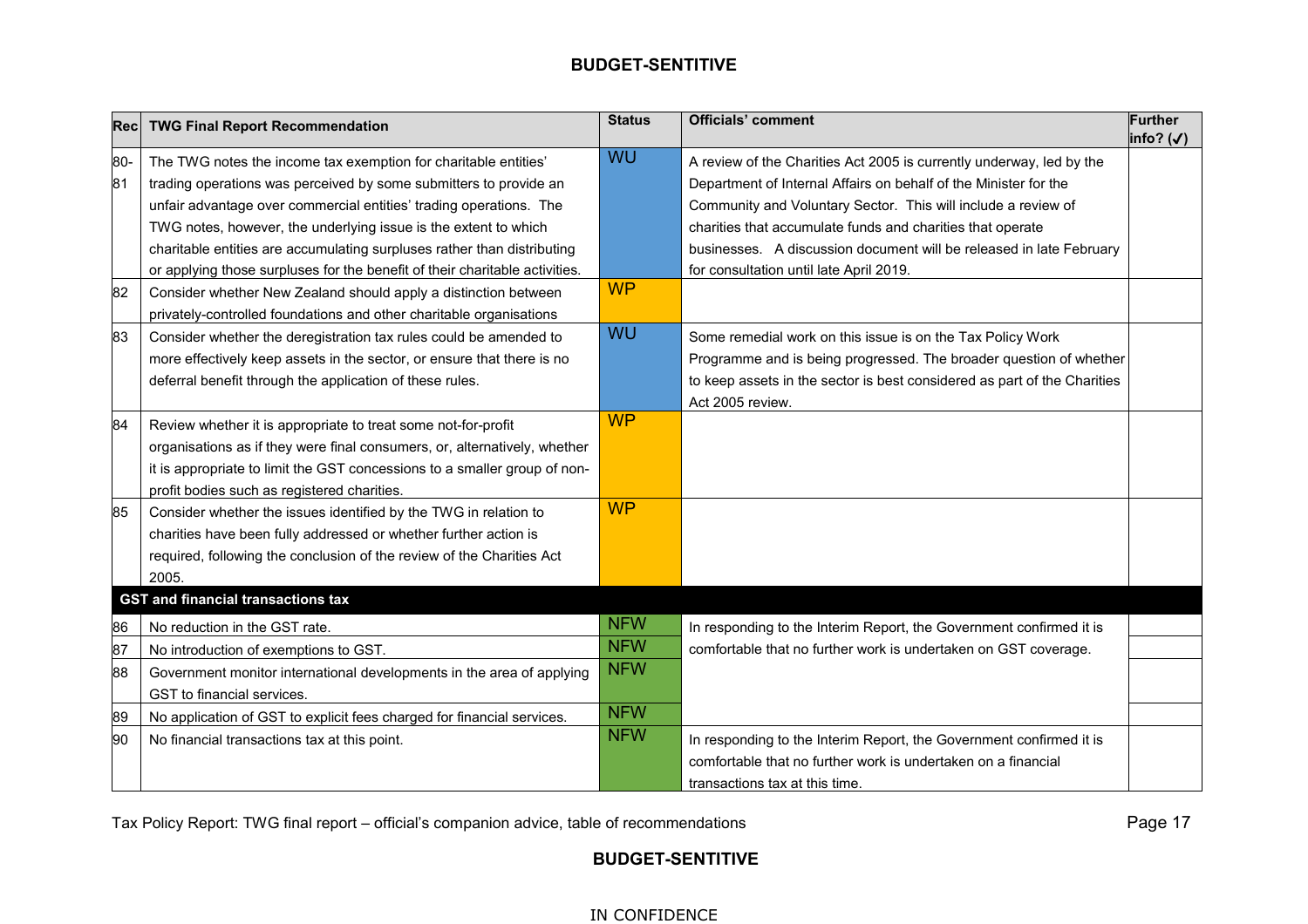| Rec | TWG Final Report Recommendation | Status | Officials' comment | Further info? (✓) |
|---|---|---|---|---|
| 80-81 | The TWG notes the income tax exemption for charitable entities' trading operations was perceived by some submitters to provide an unfair advantage over commercial entities' trading operations. The TWG notes, however, the underlying issue is the extent to which charitable entities are accumulating surpluses rather than distributing or applying those surpluses for the benefit of their charitable activities. | WU | A review of the Charities Act 2005 is currently underway, led by the Department of Internal Affairs on behalf of the Minister for the Community and Voluntary Sector. This will include a review of charities that accumulate funds and charities that operate businesses. A discussion document will be released in late February for consultation until late April 2019. | |
| 82 | Consider whether New Zealand should apply a distinction between privately-controlled foundations and other charitable organisations | WP | | |
| 83 | Consider whether the deregistration tax rules could be amended to more effectively keep assets in the sector, or ensure that there is no deferral benefit through the application of these rules. | WU | Some remedial work on this issue is on the Tax Policy Work Programme and is being progressed. The broader question of whether to keep assets in the sector is best considered as part of the Charities Act 2005 review. | |
| 84 | Review whether it is appropriate to treat some not-for-profit organisations as if they were final consumers, or, alternatively, whether it is appropriate to limit the GST concessions to a smaller group of non-profit bodies such as registered charities. | WP | | |
| 85 | Consider whether the issues identified by the TWG in relation to charities have been fully addressed or whether further action is required, following the conclusion of the review of the Charities Act 2005. | WP | | |
| **GST and financial transactions tax** | | | | |
| 86 | No reduction in the GST rate. | NFW | In responding to the Interim Report, the Government confirmed it is comfortable that no further work is undertaken on GST coverage. | |
| 87 | No introduction of exemptions to GST. | NFW | | |
| 88 | Government monitor international developments in the area of applying GST to financial services. | NFW | | |
| 89 | No application of GST to explicit fees charged for financial services. | NFW | | |
| 90 | No financial transactions tax at this point. | NFW | In responding to the Interim Report, the Government confirmed it is comfortable that no further work is undertaken on a financial transactions tax at this time. | |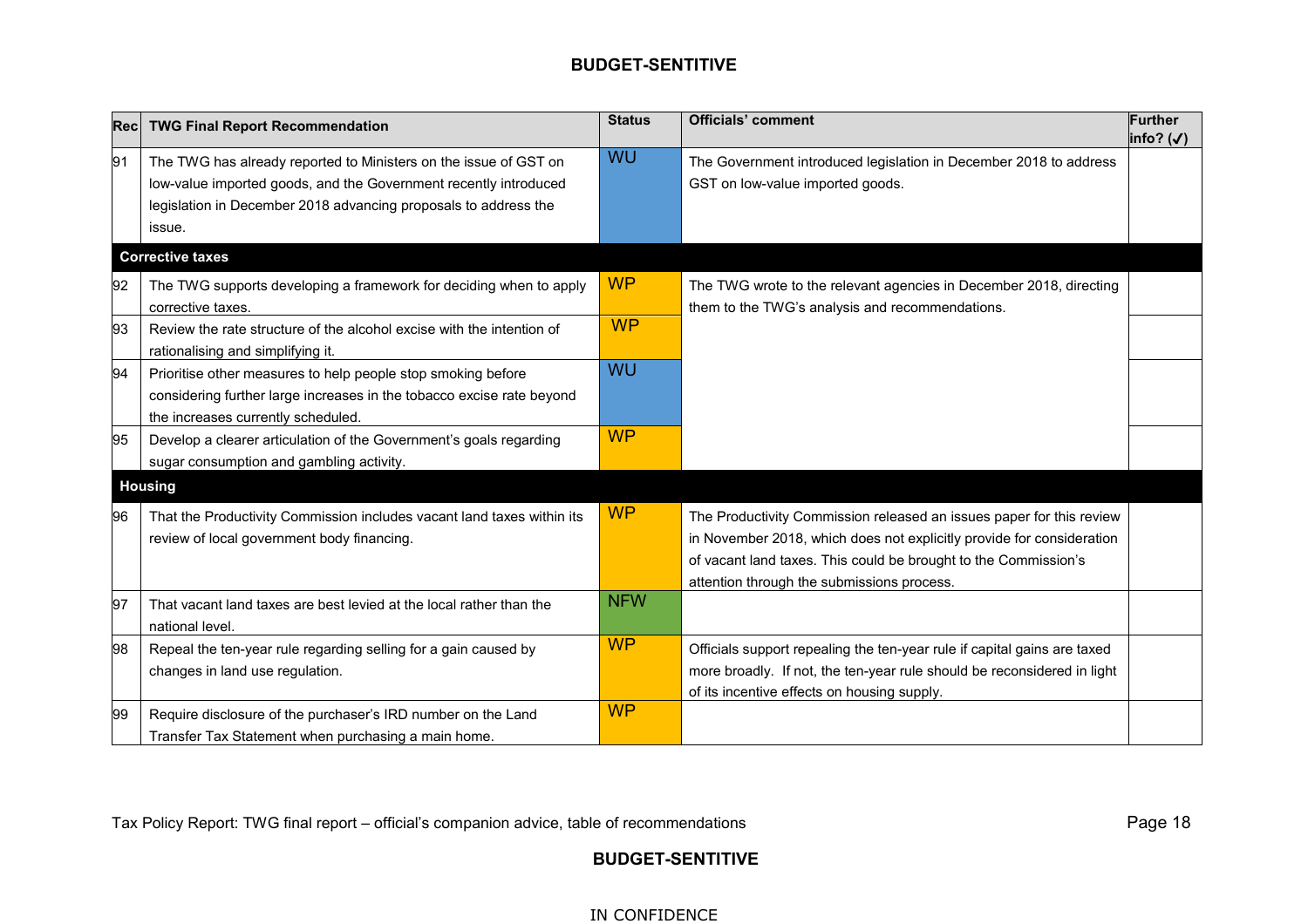| Rec | TWG Final Report Recommendation | Status | Officials' comment | Further info? (✓) |
|---|---|---|---|---|
| 91 | The TWG has already reported to Ministers on the issue of GST on low-value imported goods, and the Government recently introduced legislation in December 2018 advancing proposals to address the issue. | WU | The Government introduced legislation in December 2018 to address GST on low-value imported goods. | |
| **Corrective taxes** | | | | |
| 92 | The TWG supports developing a framework for deciding when to apply corrective taxes. | WP | The TWG wrote to the relevant agencies in December 2018, directing them to the TWG's analysis and recommendations. | |
| 93 | Review the rate structure of the alcohol excise with the intention of rationalising and simplifying it. | WP | | |
| 94 | Prioritise other measures to help people stop smoking before considering further large increases in the tobacco excise rate beyond the increases currently scheduled. | WU | | |
| 95 | Develop a clearer articulation of the Government's goals regarding sugar consumption and gambling activity. | WP | | |
| **Housing** | | | | |
| 96 | That the Productivity Commission includes vacant land taxes within its review of local government body financing. | WP | The Productivity Commission released an issues paper for this review in November 2018, which does not explicitly provide for consideration of vacant land taxes. This could be brought to the Commission's attention through the submissions process. | |
| 97 | That vacant land taxes are best levied at the local rather than the national level. | NFW | | |
| 98 | Repeal the ten-year rule regarding selling for a gain caused by changes in land use regulation. | WP | Officials support repealing the ten-year rule if capital gains are taxed more broadly. If not, the ten-year rule should be reconsidered in light of its incentive effects on housing supply. | |
| 99 | Require disclosure of the purchaser's IRD number on the Land Transfer Tax Statement when purchasing a main home. | WP | | |